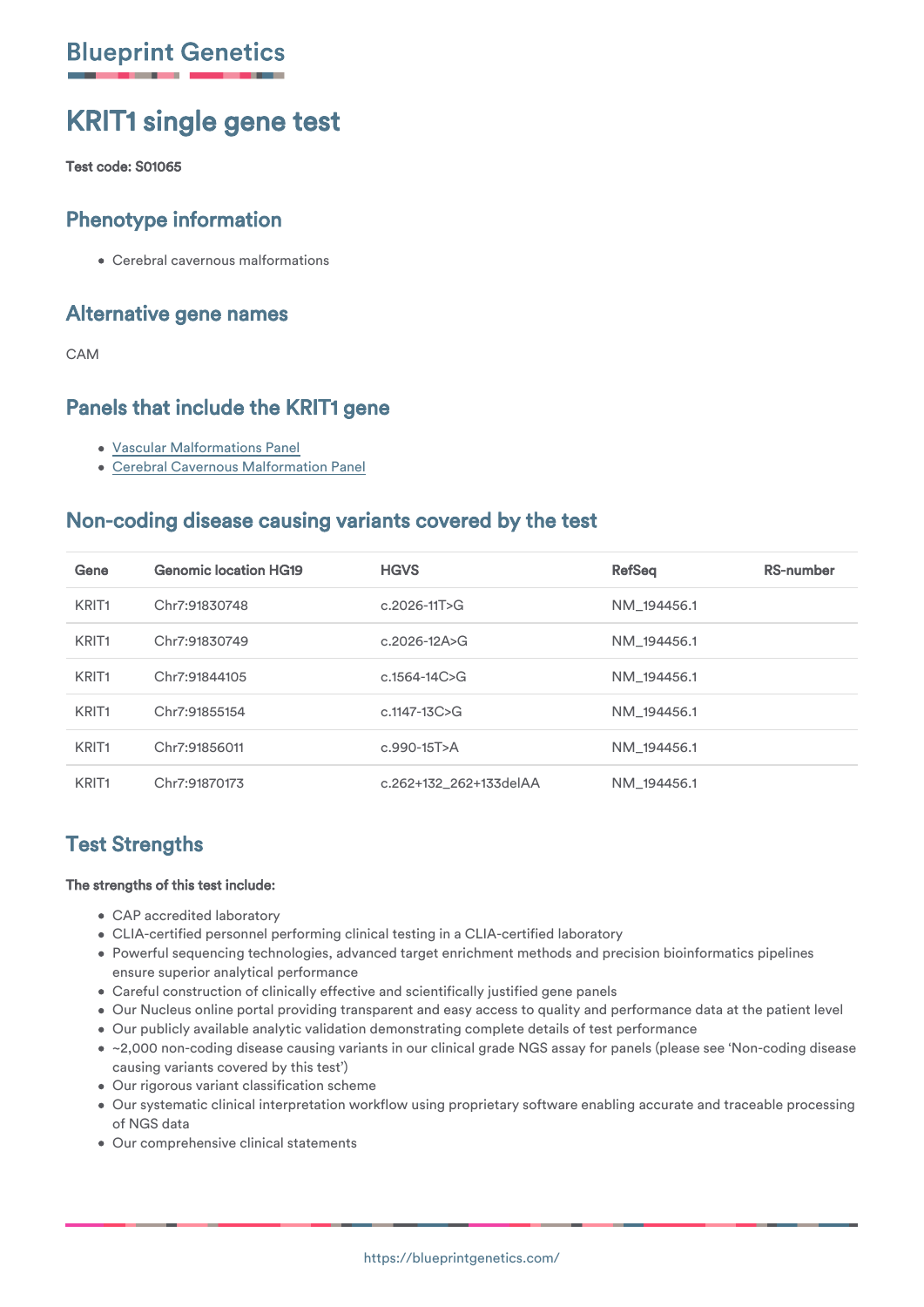# Blueprint Genetics

# KRIT1 single gene test

**Test code:** S01065

## Phenotype information

- Cerebral cavernous malformations

## Alternative gene names

CAM

## Panels that include the KRIT1 gene

- Vascular Malformations Panel
- Cerebral Cavernous Malformation Panel

## Non-coding disease causing variants covered by the test

| Gene | Genomic location HG19 | HGVS | RefSeq | RS-number |
|---|---|---|---|---|
| KRIT1 | Chr7:91830748 | c.2026-11T>G | NM_194456.1 | |
| KRIT1 | Chr7:91830749 | c.2026-12A>G | NM_194456.1 | |
| KRIT1 | Chr7:91844105 | c.1564-14C>G | NM_194456.1 | |
| KRIT1 | Chr7:91855154 | c.1147-13C>G | NM_194456.1 | |
| KRIT1 | Chr7:91856011 | c.990-15T>A | NM_194456.1 | |
| KRIT1 | Chr7:91870173 | c.262+132_262+133delAA | NM_194456.1 | |

## Test Strengths

**The strengths of this test include:**

- CAP accredited laboratory
- CLIA-certified personnel performing clinical testing in a CLIA-certified laboratory
- Powerful sequencing technologies, advanced target enrichment methods and precision bioinformatics pipelines ensure superior analytical performance
- Careful construction of clinically effective and scientifically justified gene panels
- Our Nucleus online portal providing transparent and easy access to quality and performance data at the patient level
- Our publicly available analytic validation demonstrating complete details of test performance
- ~2,000 non-coding disease causing variants in our clinical grade NGS assay for panels (please see 'Non-coding disease causing variants covered by this test')
- Our rigorous variant classification scheme
- Our systematic clinical interpretation workflow using proprietary software enabling accurate and traceable processing of NGS data
- Our comprehensive clinical statements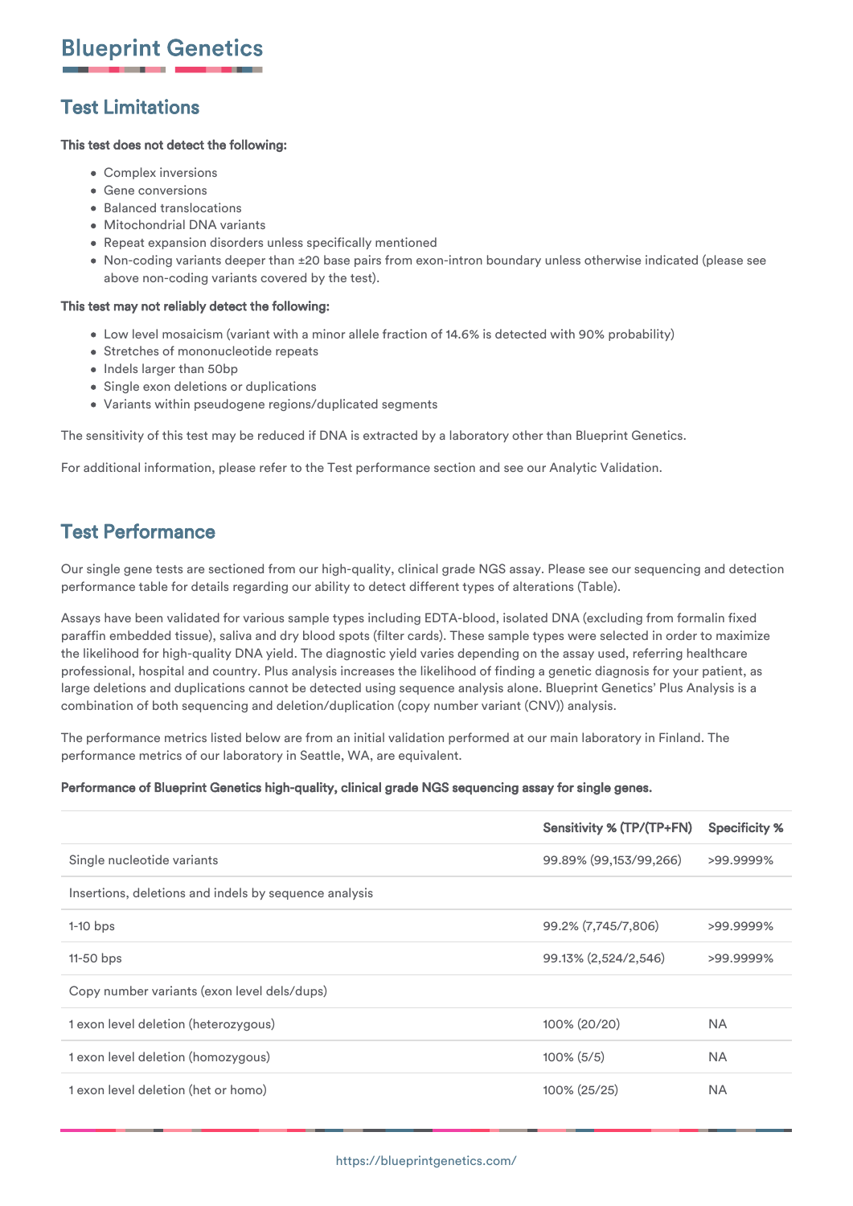## Test Limitations

**This test does not detect the following:**

- Complex inversions
- Gene conversions
- Balanced translocations
- Mitochondrial DNA variants
- Repeat expansion disorders unless specifically mentioned
- Non-coding variants deeper than ±20 base pairs from exon-intron boundary unless otherwise indicated (please see above non-coding variants covered by the test).

**This test may not reliably detect the following:**

- Low level mosaicism (variant with a minor allele fraction of 14.6% is detected with 90% probability)
- Stretches of mononucleotide repeats
- Indels larger than 50bp
- Single exon deletions or duplications
- Variants within pseudogene regions/duplicated segments

The sensitivity of this test may be reduced if DNA is extracted by a laboratory other than Blueprint Genetics.

For additional information, please refer to the Test performance section and see our Analytic Validation.

## Test Performance

Our single gene tests are sectioned from our high-quality, clinical grade NGS assay. Please see our sequencing and detection performance table for details regarding our ability to detect different types of alterations (Table).

Assays have been validated for various sample types including EDTA-blood, isolated DNA (excluding from formalin fixed paraffin embedded tissue), saliva and dry blood spots (filter cards). These sample types were selected in order to maximize the likelihood for high-quality DNA yield. The diagnostic yield varies depending on the assay used, referring healthcare professional, hospital and country. Plus analysis increases the likelihood of finding a genetic diagnosis for your patient, as large deletions and duplications cannot be detected using sequence analysis alone. Blueprint Genetics' Plus Analysis is a combination of both sequencing and deletion/duplication (copy number variant (CNV)) analysis.

The performance metrics listed below are from an initial validation performed at our main laboratory in Finland. The performance metrics of our laboratory in Seattle, WA, are equivalent.

**Performance of Blueprint Genetics high-quality, clinical grade NGS sequencing assay for single genes.**

| | Sensitivity % (TP/(TP+FN) | Specificity % |
|---|---|---|
| Single nucleotide variants | 99.89% (99,153/99,266) | >99.9999% |
| Insertions, deletions and indels by sequence analysis | | |
| 1-10 bps | 99.2% (7,745/7,806) | >99.9999% |
| 11-50 bps | 99.13% (2,524/2,546) | >99.9999% |
| Copy number variants (exon level dels/dups) | | |
| 1 exon level deletion (heterozygous) | 100% (20/20) | NA |
| 1 exon level deletion (homozygous) | 100% (5/5) | NA |
| 1 exon level deletion (het or homo) | 100% (25/25) | NA |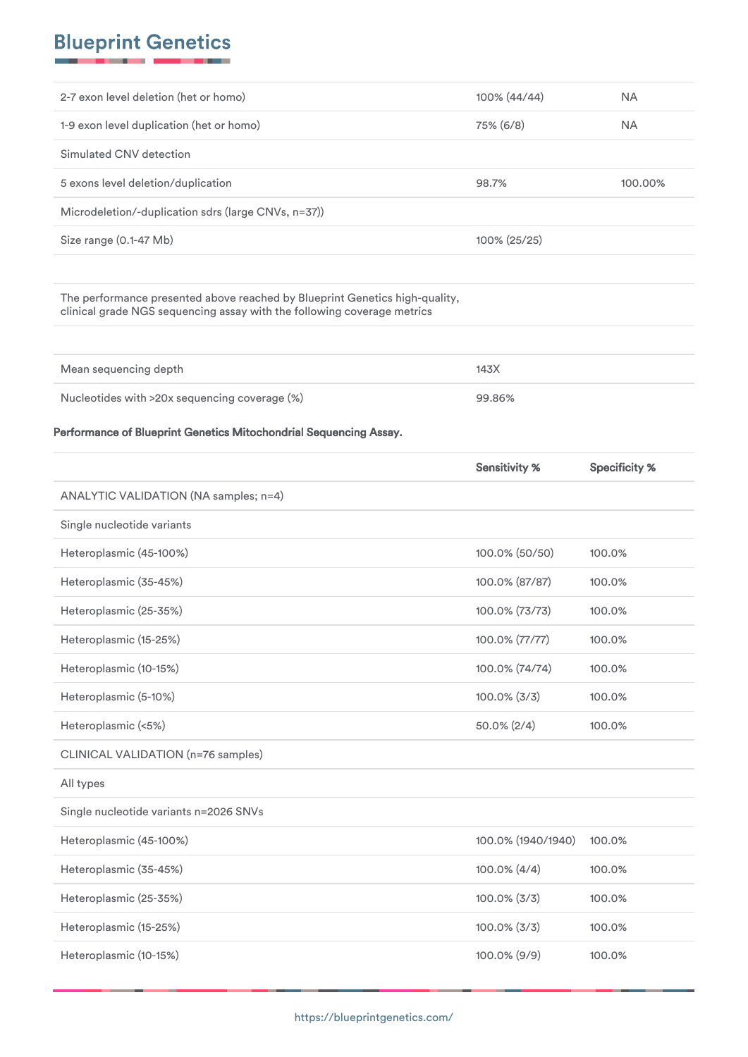| | | |
|---|---|---|
| 2-7 exon level deletion (het or homo) | 100% (44/44) | NA |
| 1-9 exon level duplication (het or homo) | 75% (6/8) | NA |
| Simulated CNV detection | | |
| 5 exons level deletion/duplication | 98.7% | 100.00% |
| Microdeletion/-duplication sdrs (large CNVs, n=37)) | | |
| Size range (0.1-47 Mb) | 100% (25/25) | |

| | |
|---|---|
| The performance presented above reached by Blueprint Genetics high-quality, clinical grade NGS sequencing assay with the following coverage metrics | |
| Mean sequencing depth | 143X |
| Nucleotides with >20x sequencing coverage (%) | 99.86% |

**Performance of Blueprint Genetics Mitochondrial Sequencing Assay.**

| | Sensitivity % | Specificity % |
|---|---|---|
| ANALYTIC VALIDATION (NA samples; n=4) | | |
| Single nucleotide variants | | |
| Heteroplasmic (45-100%) | 100.0% (50/50) | 100.0% |
| Heteroplasmic (35-45%) | 100.0% (87/87) | 100.0% |
| Heteroplasmic (25-35%) | 100.0% (73/73) | 100.0% |
| Heteroplasmic (15-25%) | 100.0% (77/77) | 100.0% |
| Heteroplasmic (10-15%) | 100.0% (74/74) | 100.0% |
| Heteroplasmic (5-10%) | 100.0% (3/3) | 100.0% |
| Heteroplasmic (<5%) | 50.0% (2/4) | 100.0% |
| CLINICAL VALIDATION (n=76 samples) | | |
| All types | | |
| Single nucleotide variants n=2026 SNVs | | |
| Heteroplasmic (45-100%) | 100.0% (1940/1940) | 100.0% |
| Heteroplasmic (35-45%) | 100.0% (4/4) | 100.0% |
| Heteroplasmic (25-35%) | 100.0% (3/3) | 100.0% |
| Heteroplasmic (15-25%) | 100.0% (3/3) | 100.0% |
| Heteroplasmic (10-15%) | 100.0% (9/9) | 100.0% |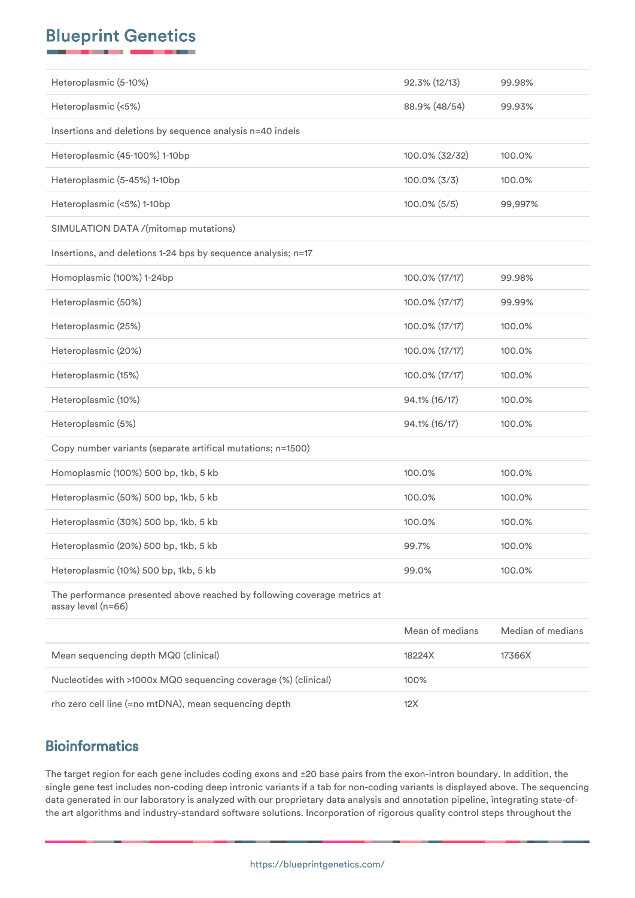| | | |
|---|---|---|
| Heteroplasmic (5-10%) | 92.3% (12/13) | 99.98% |
| Heteroplasmic (<5%) | 88.9% (48/54) | 99.93% |
| Insertions and deletions by sequence analysis n=40 indels | | |
| Heteroplasmic (45-100%) 1-10bp | 100.0% (32/32) | 100.0% |
| Heteroplasmic (5-45%) 1-10bp | 100.0% (3/3) | 100.0% |
| Heteroplasmic (<5%) 1-10bp | 100.0% (5/5) | 99,997% |
| SIMULATION DATA /(mitomap mutations) | | |
| Insertions, and deletions 1-24 bps by sequence analysis; n=17 | | |
| Homoplasmic (100%) 1-24bp | 100.0% (17/17) | 99.98% |
| Heteroplasmic (50%) | 100.0% (17/17) | 99.99% |
| Heteroplasmic (25%) | 100.0% (17/17) | 100.0% |
| Heteroplasmic (20%) | 100.0% (17/17) | 100.0% |
| Heteroplasmic (15%) | 100.0% (17/17) | 100.0% |
| Heteroplasmic (10%) | 94.1% (16/17) | 100.0% |
| Heteroplasmic (5%) | 94.1% (16/17) | 100.0% |
| Copy number variants (separate artifical mutations; n=1500) | | |
| Homoplasmic (100%) 500 bp, 1kb, 5 kb | 100.0% | 100.0% |
| Heteroplasmic (50%) 500 bp, 1kb, 5 kb | 100.0% | 100.0% |
| Heteroplasmic (30%) 500 bp, 1kb, 5 kb | 100.0% | 100.0% |
| Heteroplasmic (20%) 500 bp, 1kb, 5 kb | 99.7% | 100.0% |
| Heteroplasmic (10%) 500 bp, 1kb, 5 kb | 99.0% | 100.0% |
| The performance presented above reached by following coverage metrics at assay level (n=66) | | |
| | Mean of medians | Median of medians |
| Mean sequencing depth MQ0 (clinical) | 18224X | 17366X |
| Nucleotides with >1000x MQ0 sequencing coverage (%) (clinical) | 100% | |
| rho zero cell line (=no mtDNA), mean sequencing depth | 12X | |

## Bioinformatics

The target region for each gene includes coding exons and ±20 base pairs from the exon-intron boundary. In addition, the single gene test includes non-coding deep intronic variants if a tab for non-coding variants is displayed above. The sequencing data generated in our laboratory is analyzed with our proprietary data analysis and annotation pipeline, integrating state-of-the art algorithms and industry-standard software solutions. Incorporation of rigorous quality control steps throughout the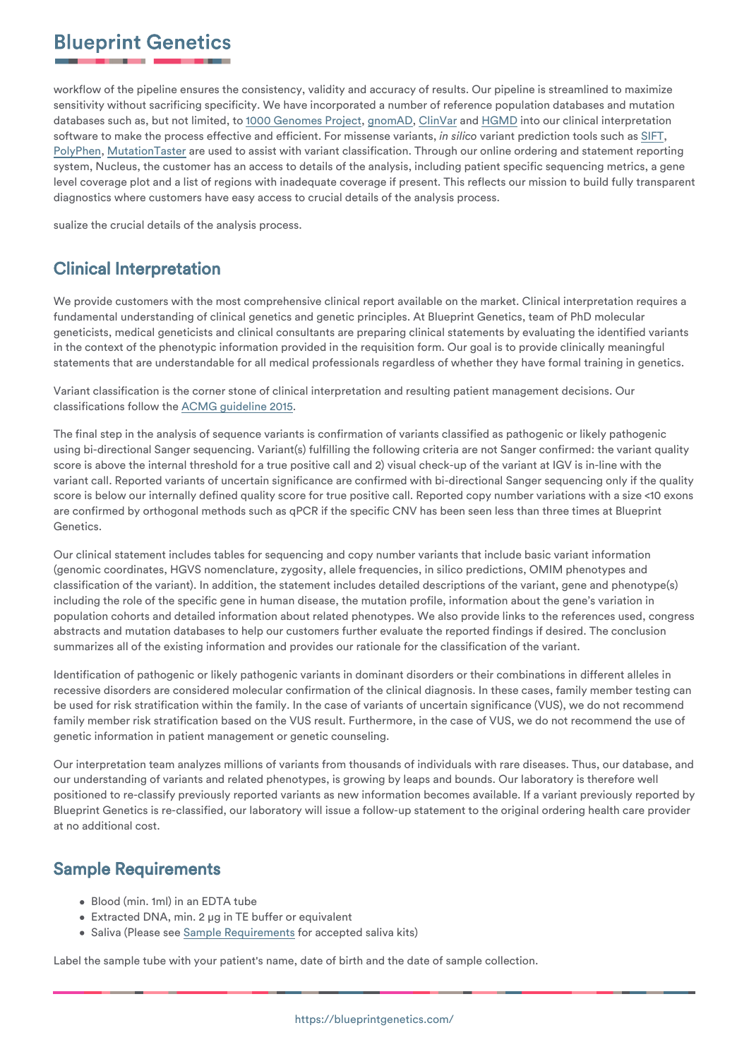workflow of the pipeline ensures the consistency, validity and accuracy of results. Our pipeline is streamlined to maximize sensitivity without sacrificing specificity. We have incorporated a number of reference population databases and mutation databases such as, but not limited, to 1000 Genomes Project, gnomAD, ClinVar and HGMD into our clinical interpretation software to make the process effective and efficient. For missense variants, *in silico* variant prediction tools such as SIFT, PolyPhen, MutationTaster are used to assist with variant classification. Through our online ordering and statement reporting system, Nucleus, the customer has an access to details of the analysis, including patient specific sequencing metrics, a gene level coverage plot and a list of regions with inadequate coverage if present. This reflects our mission to build fully transparent diagnostics where customers have easy access to crucial details of the analysis process.

sualize the crucial details of the analysis process.

## Clinical Interpretation

We provide customers with the most comprehensive clinical report available on the market. Clinical interpretation requires a fundamental understanding of clinical genetics and genetic principles. At Blueprint Genetics, team of PhD molecular geneticists, medical geneticists and clinical consultants are preparing clinical statements by evaluating the identified variants in the context of the phenotypic information provided in the requisition form. Our goal is to provide clinically meaningful statements that are understandable for all medical professionals regardless of whether they have formal training in genetics.

Variant classification is the corner stone of clinical interpretation and resulting patient management decisions. Our classifications follow the ACMG guideline 2015.

The final step in the analysis of sequence variants is confirmation of variants classified as pathogenic or likely pathogenic using bi-directional Sanger sequencing. Variant(s) fulfilling the following criteria are not Sanger confirmed: the variant quality score is above the internal threshold for a true positive call and 2) visual check-up of the variant at IGV is in-line with the variant call. Reported variants of uncertain significance are confirmed with bi-directional Sanger sequencing only if the quality score is below our internally defined quality score for true positive call. Reported copy number variations with a size <10 exons are confirmed by orthogonal methods such as qPCR if the specific CNV has been seen less than three times at Blueprint Genetics.

Our clinical statement includes tables for sequencing and copy number variants that include basic variant information (genomic coordinates, HGVS nomenclature, zygosity, allele frequencies, in silico predictions, OMIM phenotypes and classification of the variant). In addition, the statement includes detailed descriptions of the variant, gene and phenotype(s) including the role of the specific gene in human disease, the mutation profile, information about the gene's variation in population cohorts and detailed information about related phenotypes. We also provide links to the references used, congress abstracts and mutation databases to help our customers further evaluate the reported findings if desired. The conclusion summarizes all of the existing information and provides our rationale for the classification of the variant.

Identification of pathogenic or likely pathogenic variants in dominant disorders or their combinations in different alleles in recessive disorders are considered molecular confirmation of the clinical diagnosis. In these cases, family member testing can be used for risk stratification within the family. In the case of variants of uncertain significance (VUS), we do not recommend family member risk stratification based on the VUS result. Furthermore, in the case of VUS, we do not recommend the use of genetic information in patient management or genetic counseling.

Our interpretation team analyzes millions of variants from thousands of individuals with rare diseases. Thus, our database, and our understanding of variants and related phenotypes, is growing by leaps and bounds. Our laboratory is therefore well positioned to re-classify previously reported variants as new information becomes available. If a variant previously reported by Blueprint Genetics is re-classified, our laboratory will issue a follow-up statement to the original ordering health care provider at no additional cost.

## Sample Requirements

- Blood (min. 1ml) in an EDTA tube
- Extracted DNA, min. 2 μg in TE buffer or equivalent
- Saliva (Please see Sample Requirements for accepted saliva kits)

Label the sample tube with your patient's name, date of birth and the date of sample collection.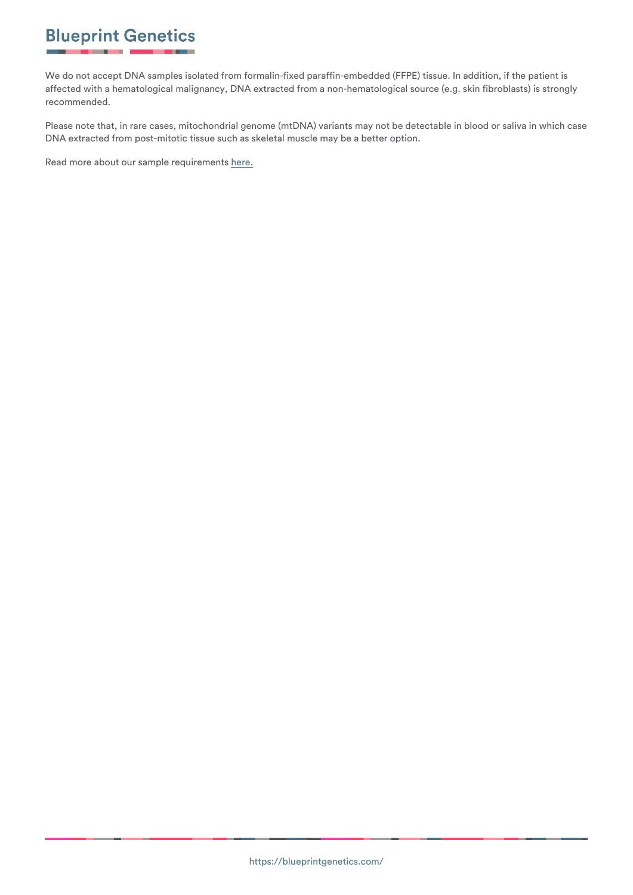We do not accept DNA samples isolated from formalin-fixed paraffin-embedded (FFPE) tissue. In addition, if the patient is affected with a hematological malignancy, DNA extracted from a non-hematological source (e.g. skin fibroblasts) is strongly recommended.

Please note that, in rare cases, mitochondrial genome (mtDNA) variants may not be detectable in blood or saliva in which case DNA extracted from post-mitotic tissue such as skeletal muscle may be a better option.

Read more about our sample requirements here.